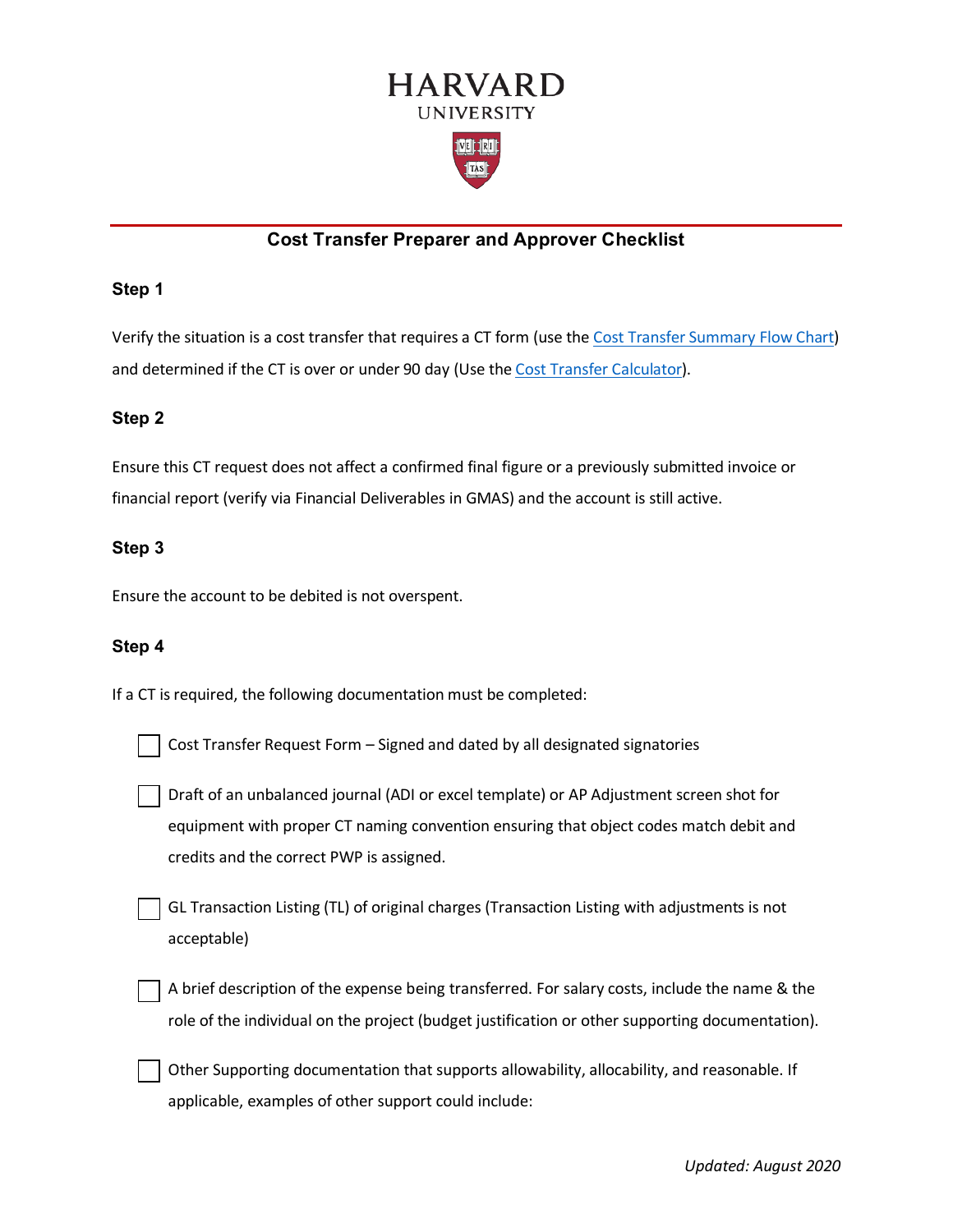# HARVARD UNIVERSITY

## Cost Transfer Preparer and Approver Checklist

### Step 1

Verify the situation is a cost transfer that requires a CT form (use the [Cost Transfer Summary Flow Chart]) and determined if the CT is over or under 90 day (Use the [Cost Transfer Calculator]).

### Step 2

Ensure this CT request does not affect a confirmed final figure or a previously submitted invoice or financial report (verify via Financial Deliverables in GMAS) and the account is still active.

### Step 3

Ensure the account to be debited is not overspent.

### Step 4

If a CT is required, the following documentation must be completed:

- [ ] Cost Transfer Request Form – Signed and dated by all designated signatories
- [ ] Draft of an unbalanced journal (ADI or excel template) or AP Adjustment screen shot for equipment with proper CT naming convention ensuring that object codes match debit and credits and the correct PWP is assigned.
- [ ] GL Transaction Listing (TL) of original charges (Transaction Listing with adjustments is not acceptable)
- [ ] A brief description of the expense being transferred. For salary costs, include the name & the role of the individual on the project (budget justification or other supporting documentation).
- [ ] Other Supporting documentation that supports allowability, allocability, and reasonable. If applicable, examples of other support could include:

*Updated: August 2020*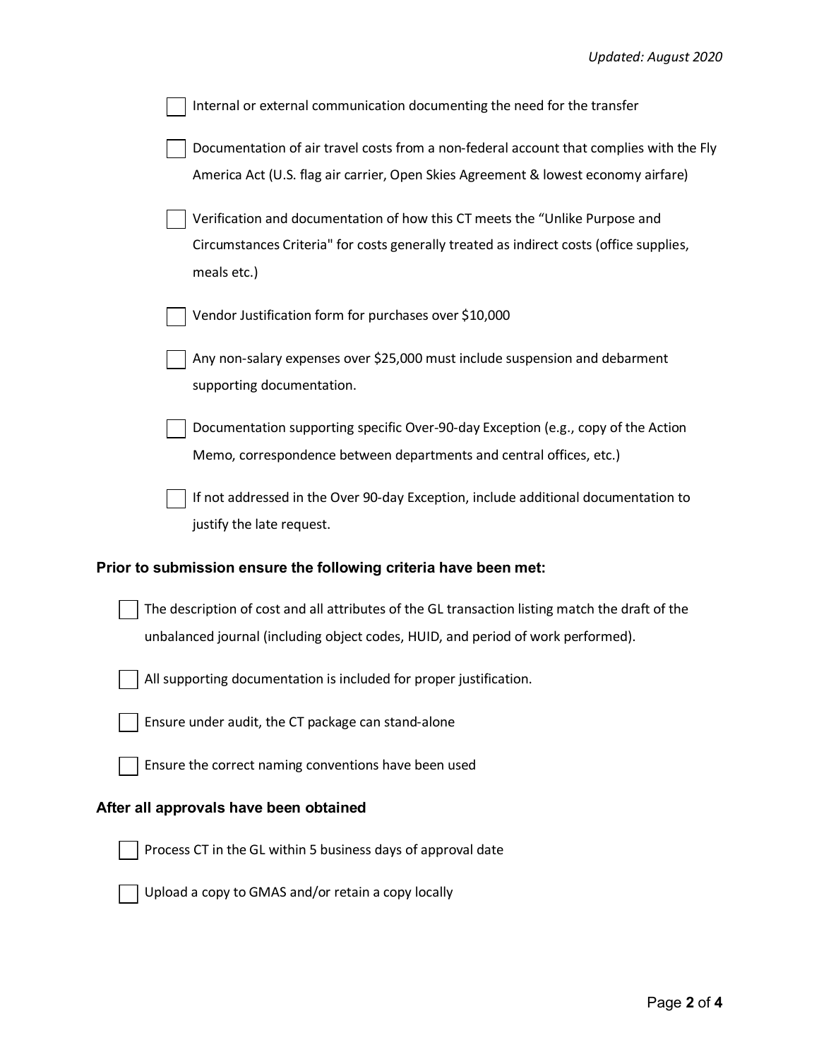- [ ] Internal or external communication documenting the need for the transfer
- [ ] Documentation of air travel costs from a non-federal account that complies with the Fly America Act (U.S. flag air carrier, Open Skies Agreement & lowest economy airfare)
- [ ] Verification and documentation of how this CT meets the "Unlike Purpose and Circumstances Criteria" for costs generally treated as indirect costs (office supplies, meals etc.)
- [ ] Vendor Justification form for purchases over $10,000
- [ ] Any non-salary expenses over $25,000 must include suspension and debarment supporting documentation.
- [ ] Documentation supporting specific Over-90-day Exception (e.g., copy of the Action Memo, correspondence between departments and central offices, etc.)
- [ ] If not addressed in the Over 90-day Exception, include additional documentation to justify the late request.

**Prior to submission ensure the following criteria have been met:**

- [ ] The description of cost and all attributes of the GL transaction listing match the draft of the unbalanced journal (including object codes, HUID, and period of work performed).
- [ ] All supporting documentation is included for proper justification.
- [ ] Ensure under audit, the CT package can stand-alone
- [ ] Ensure the correct naming conventions have been used

**After all approvals have been obtained**

- [ ] Process CT in the GL within 5 business days of approval date
- [ ] Upload a copy to GMAS and/or retain a copy locally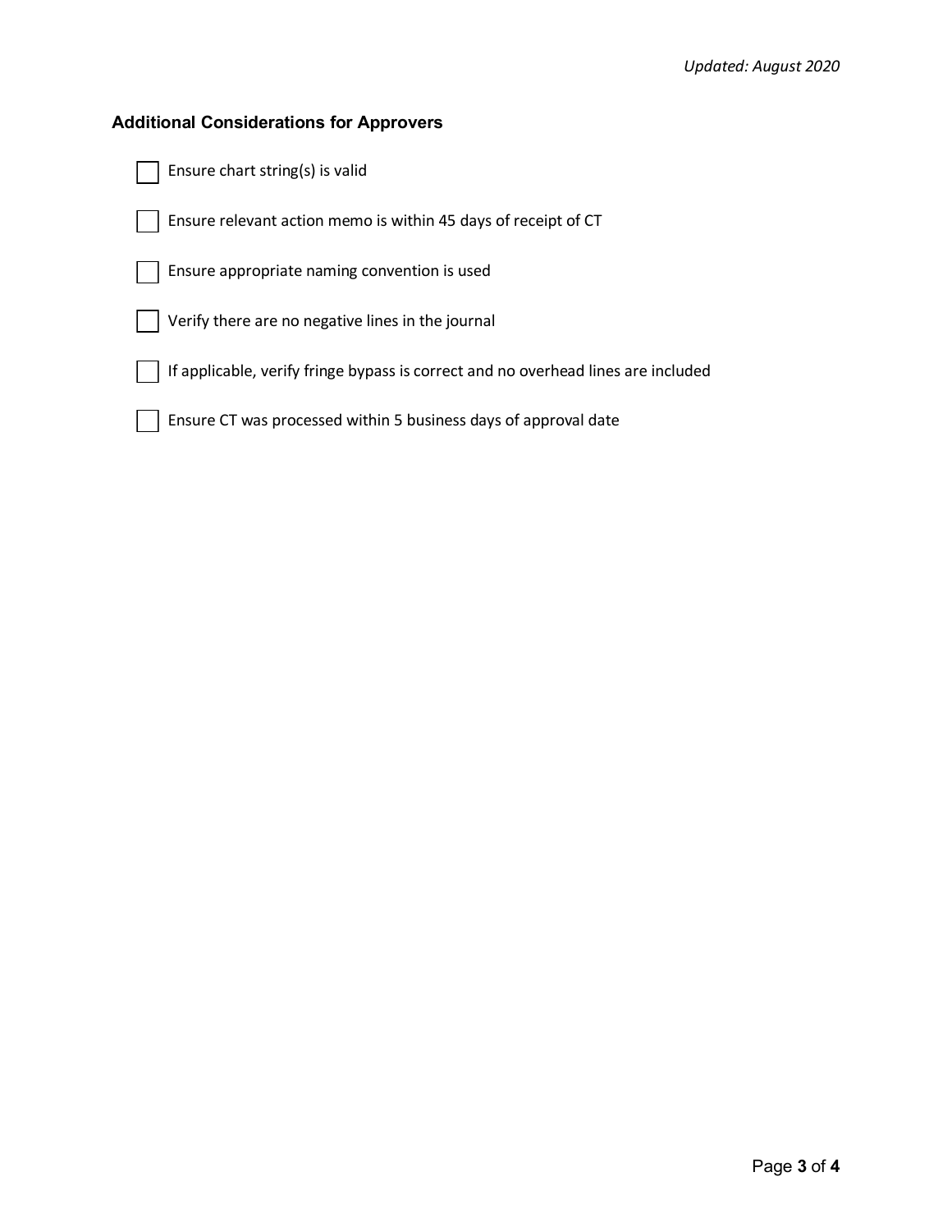### Additional Considerations for Approvers

- [ ] Ensure chart string(s) is valid
- [ ] Ensure relevant action memo is within 45 days of receipt of CT
- [ ] Ensure appropriate naming convention is used
- [ ] Verify there are no negative lines in the journal
- [ ] If applicable, verify fringe bypass is correct and no overhead lines are included
- [ ] Ensure CT was processed within 5 business days of approval date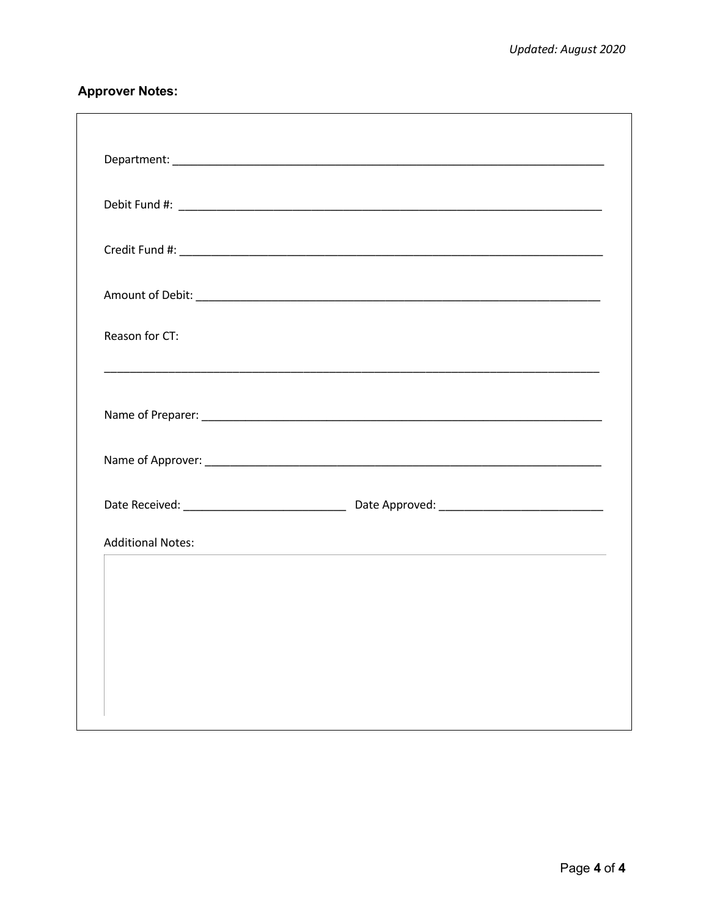## Approver Notes:

Department: ______________________________________________________________

Debit Fund #: ____________________________________________________________

Credit Fund #: ___________________________________________________________

Amount of Debit: _________________________________________________________

Reason for CT:

__________________________________________________________________________

Name of Preparer: ________________________________________________________

Name of Approver: ________________________________________________________

Date Received: ________________________ Date Approved: ________________________

Additional Notes: